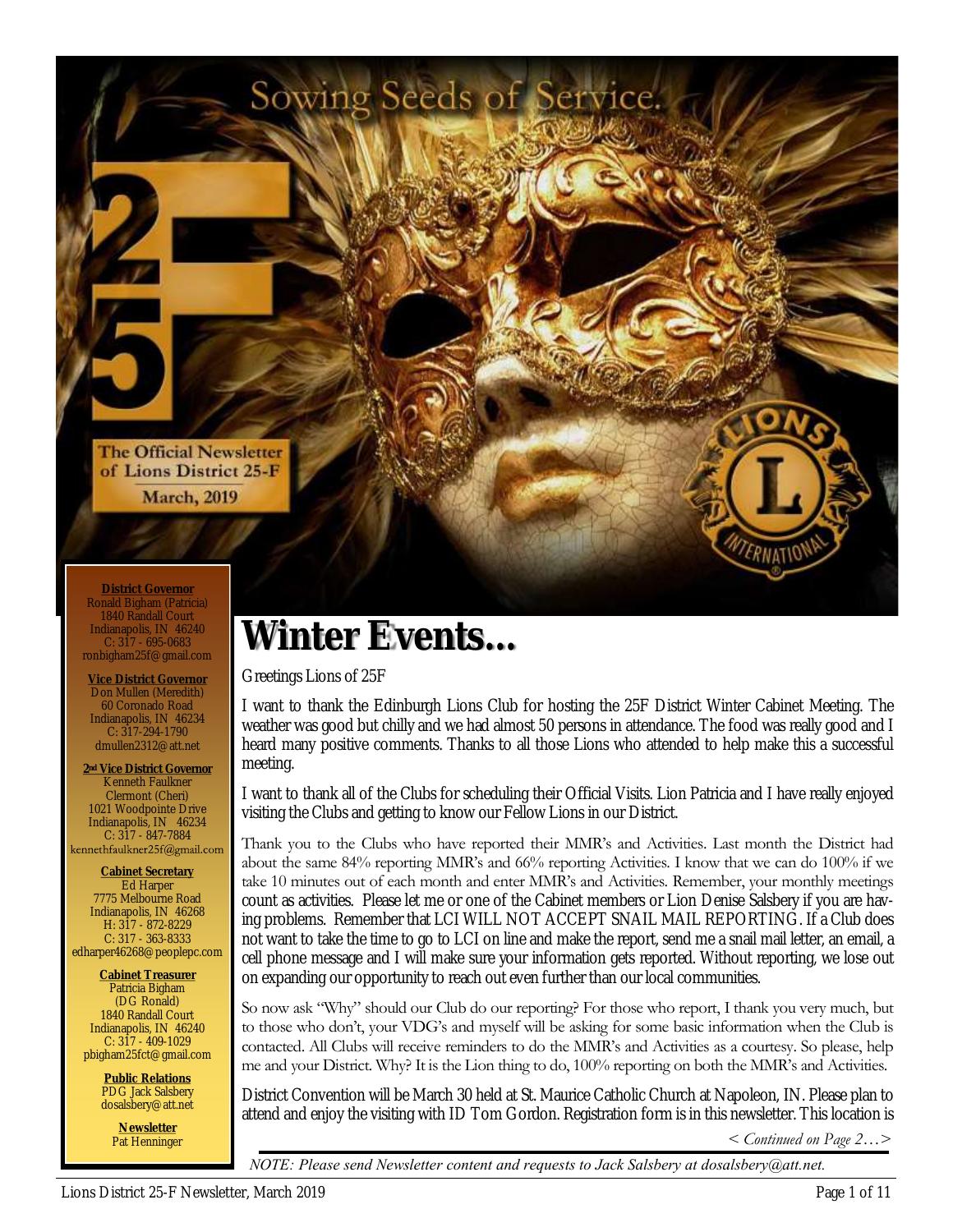Sowing Seeds of Service.

The Official Newsletter of Lions District 25-F

March, 2019

**District Governor**
Ronald Bigham (Patricia)
1840 Randall Court
Indianapolis, IN 46240
C: 317 - 695-0683
ronbigham25f@gmail.com

**Vice District Governor**
Don Mullen (Meredith)
60 Coronado Road
Indianapolis, IN 46234
C: 317-294-1790
dmullen2312@att.net

**2nd Vice District Governor**
Kenneth Faulkner
Clermont (Cheri)
1021 Woodpointe Drive
Indianapolis, IN 46234
C: 317 - 847-7884
kennethfaulkner25f@gmail.com

**Cabinet Secretary**
Ed Harper
7775 Melbourne Road
Indianapolis, IN 46268
H: 317 - 872-8229
C: 317 - 363-8333
edharper46268@peoplepc.com

**Cabinet Treasurer**
Patricia Bigham
(DG Ronald)
1840 Randall Court
Indianapolis, IN 46240
C: 317 - 409-1029
pbigham25fct@gmail.com

**Public Relations**
PDG Jack Salsbery
dosalsbery@att.net

**Newsletter**
Pat Henninger

# Winter Events...

Greetings Lions of 25F

I want to thank the Edinburgh Lions Club for hosting the 25F District Winter Cabinet Meeting. The weather was good but chilly and we had almost 50 persons in attendance. The food was really good and I heard many positive comments. Thanks to all those Lions who attended to help make this a successful meeting.

I want to thank all of the Clubs for scheduling their Official Visits. Lion Patricia and I have really enjoyed visiting the Clubs and getting to know our Fellow Lions in our District.

Thank you to the Clubs who have reported their MMR's and Activities. Last month the District had about the same 84% reporting MMR's and 66% reporting Activities. I know that we can do 100% if we take 10 minutes out of each month and enter MMR's and Activities. Remember, your monthly meetings count as activities. Please let me or one of the Cabinet members or Lion Denise Salsbery if you are having problems. Remember that LCI WILL NOT ACCEPT SNAIL MAIL REPORTING. If a Club does not want to take the time to go to LCI on line and make the report, send me a snail mail letter, an email, a cell phone message and I will make sure your information gets reported. Without reporting, we lose out on expanding our opportunity to reach out even further than our local communities.

So now ask "Why" should our Club do our reporting? For those who report, I thank you very much, but to those who don't, your VDG's and myself will be asking for some basic information when the Club is contacted. All Clubs will receive reminders to do the MMR's and Activities as a courtesy. So please, help me and your District. Why? It is the Lion thing to do, 100% reporting on both the MMR's and Activities.

District Convention will be March 30 held at St. Maurice Catholic Church at Napoleon, IN. Please plan to attend and enjoy the visiting with ID Tom Gordon. Registration form is in this newsletter. This location is

*< Continued on Page 2…>*

*NOTE: Please send Newsletter content and requests to Jack Salsbery at dosalsbery@att.net.*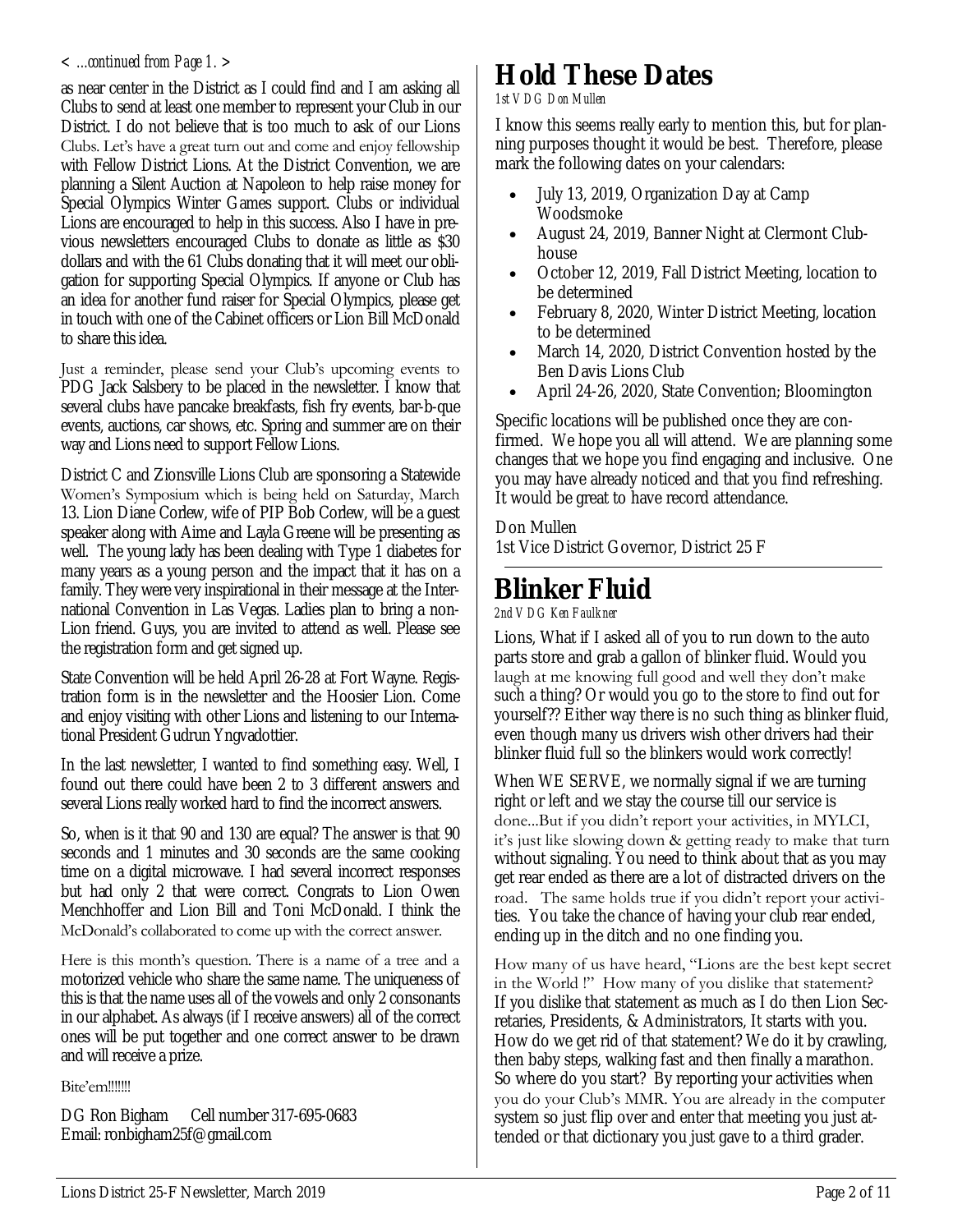< *...continued from Page 1.* >

as near center in the District as I could find and I am asking all Clubs to send at least one member to represent your Club in our District. I do not believe that is too much to ask of our Lions Clubs. Let's have a great turn out and come and enjoy fellowship with Fellow District Lions. At the District Convention, we are planning a Silent Auction at Napoleon to help raise money for Special Olympics Winter Games support. Clubs or individual Lions are encouraged to help in this success. Also I have in previous newsletters encouraged Clubs to donate as little as $30 dollars and with the 61 Clubs donating that it will meet our obligation for supporting Special Olympics. If anyone or Club has an idea for another fund raiser for Special Olympics, please get in touch with one of the Cabinet officers or Lion Bill McDonald to share this idea.

Just a reminder, please send your Club's upcoming events to PDG Jack Salsbery to be placed in the newsletter. I know that several clubs have pancake breakfasts, fish fry events, bar-b-que events, auctions, car shows, etc. Spring and summer are on their way and Lions need to support Fellow Lions.

District C and Zionsville Lions Club are sponsoring a Statewide Women's Symposium which is being held on Saturday, March 13. Lion Diane Corlew, wife of PIP Bob Corlew, will be a guest speaker along with Aime and Layla Greene will be presenting as well. The young lady has been dealing with Type 1 diabetes for many years as a young person and the impact that it has on a family. They were very inspirational in their message at the International Convention in Las Vegas. Ladies plan to bring a non-Lion friend. Guys, you are invited to attend as well. Please see the registration form and get signed up.

State Convention will be held April 26-28 at Fort Wayne. Registration form is in the newsletter and the Hoosier Lion. Come and enjoy visiting with other Lions and listening to our International President Gudrun Yngvadottier.

In the last newsletter, I wanted to find something easy. Well, I found out there could have been 2 to 3 different answers and several Lions really worked hard to find the incorrect answers.

So, when is it that 90 and 130 are equal? The answer is that 90 seconds and 1 minutes and 30 seconds are the same cooking time on a digital microwave. I had several incorrect responses but had only 2 that were correct. Congrats to Lion Owen Menchhoffer and Lion Bill and Toni McDonald. I think the McDonald's collaborated to come up with the correct answer.

Here is this month's question. There is a name of a tree and a motorized vehicle who share the same name. The uniqueness of this is that the name uses all of the vowels and only 2 consonants in our alphabet. As always (if I receive answers) all of the correct ones will be put together and one correct answer to be drawn and will receive a prize.

Bite'em!!!!!!

DG Ron Bigham Cell number 317-695-0683
Email: ronbigham25f@gmail.com

# Hold These Dates

*1st V D G Don Mullen*

I know this seems really early to mention this, but for planning purposes thought it would be best. Therefore, please mark the following dates on your calendars:

- July 13, 2019, Organization Day at Camp Woodsmoke
- August 24, 2019, Banner Night at Clermont Clubhouse
- October 12, 2019, Fall District Meeting, location to be determined
- February 8, 2020, Winter District Meeting, location to be determined
- March 14, 2020, District Convention hosted by the Ben Davis Lions Club
- April 24-26, 2020, State Convention; Bloomington

Specific locations will be published once they are confirmed. We hope you all will attend. We are planning some changes that we hope you find engaging and inclusive. One you may have already noticed and that you find refreshing. It would be great to have record attendance.

Don Mullen
1st Vice District Governor, District 25 F

# Blinker Fluid

*2nd V D G Ken Faulkner*

Lions, What if I asked all of you to run down to the auto parts store and grab a gallon of blinker fluid. Would you laugh at me knowing full good and well they don't make such a thing? Or would you go to the store to find out for yourself?? Either way there is no such thing as blinker fluid, even though many us drivers wish other drivers had their blinker fluid full so the blinkers would work correctly!

When WE SERVE, we normally signal if we are turning right or left and we stay the course till our service is done...But if you didn't report your activities, in MYLCI, it's just like slowing down & getting ready to make that turn without signaling. You need to think about that as you may get rear ended as there are a lot of distracted drivers on the road. The same holds true if you didn't report your activities. You take the chance of having your club rear ended, ending up in the ditch and no one finding you.

How many of us have heard, "Lions are the best kept secret in the World !" How many of you dislike that statement? If you dislike that statement as much as I do then Lion Secretaries, Presidents, & Administrators, It starts with you. How do we get rid of that statement? We do it by crawling, then baby steps, walking fast and then finally a marathon. So where do you start? By reporting your activities when you do your Club's MMR. You are already in the computer system so just flip over and enter that meeting you just attended or that dictionary you just gave to a third grader.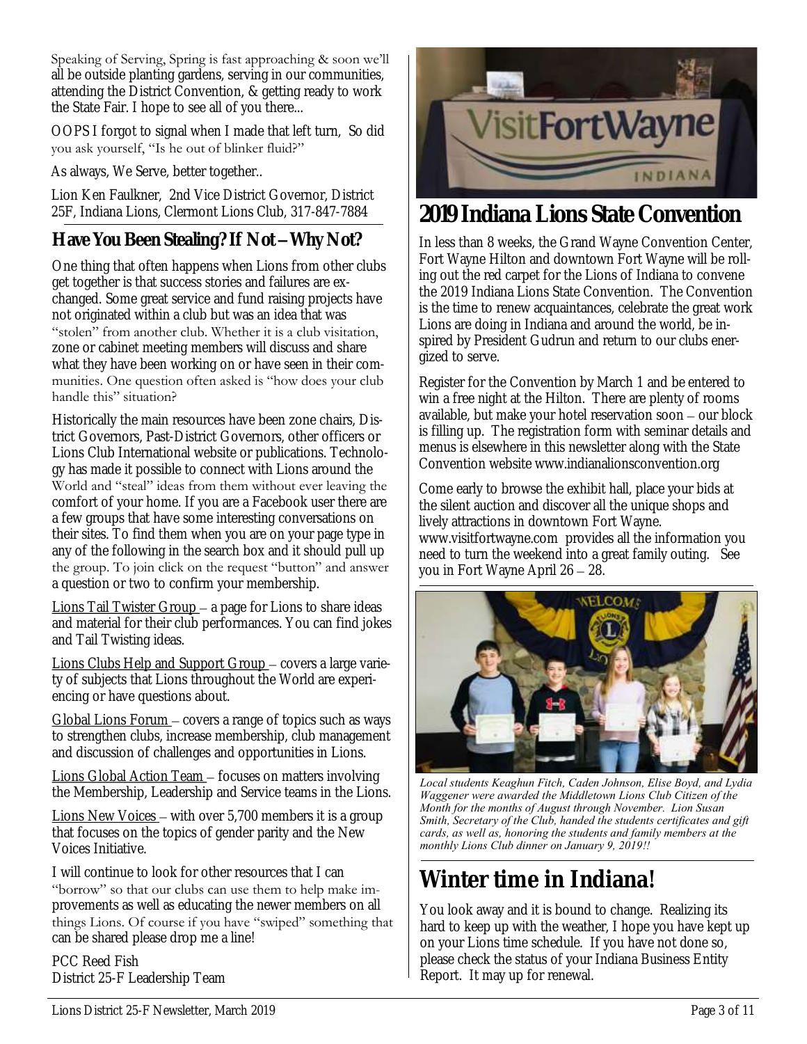Speaking of Serving, Spring is fast approaching & soon we'll all be outside planting gardens, serving in our communities, attending the District Convention, & getting ready to work the State Fair. I hope to see all of you there...

OOPS I forgot to signal when I made that left turn, So did you ask yourself, "Is he out of blinker fluid?"

As always, We Serve, better together..

Lion Ken Faulkner, 2nd Vice District Governor, District 25F, Indiana Lions, Clermont Lions Club, 317-847-7884

## Have You Been Stealing? If Not – Why Not?

One thing that often happens when Lions from other clubs get together is that success stories and failures are exchanged. Some great service and fund raising projects have not originated within a club but was an idea that was "stolen" from another club. Whether it is a club visitation, zone or cabinet meeting members will discuss and share what they have been working on or have seen in their communities. One question often asked is "how does your club handle this" situation?

Historically the main resources have been zone chairs, District Governors, Past-District Governors, other officers or Lions Club International website or publications. Technology has made it possible to connect with Lions around the World and "steal" ideas from them without ever leaving the comfort of your home. If you are a Facebook user there are a few groups that have some interesting conversations on their sites. To find them when you are on your page type in any of the following in the search box and it should pull up the group. To join click on the request "button" and answer a question or two to confirm your membership.

Lions Tail Twister Group – a page for Lions to share ideas and material for their club performances. You can find jokes and Tail Twisting ideas.

Lions Clubs Help and Support Group – covers a large variety of subjects that Lions throughout the World are experiencing or have questions about.

Global Lions Forum – covers a range of topics such as ways to strengthen clubs, increase membership, club management and discussion of challenges and opportunities in Lions.

Lions Global Action Team – focuses on matters involving the Membership, Leadership and Service teams in the Lions.

Lions New Voices – with over 5,700 members it is a group that focuses on the topics of gender parity and the New Voices Initiative.

I will continue to look for other resources that I can "borrow" so that our clubs can use them to help make improvements as well as educating the newer members on all things Lions. Of course if you have "swiped" something that can be shared please drop me a line!

PCC Reed Fish
District 25-F Leadership Team

## 2019 Indiana Lions State Convention

In less than 8 weeks, the Grand Wayne Convention Center, Fort Wayne Hilton and downtown Fort Wayne will be rolling out the red carpet for the Lions of Indiana to convene the 2019 Indiana Lions State Convention. The Convention is the time to renew acquaintances, celebrate the great work Lions are doing in Indiana and around the world, be inspired by President Gudrun and return to our clubs energized to serve.

Register for the Convention by March 1 and be entered to win a free night at the Hilton. There are plenty of rooms available, but make your hotel reservation soon – our block is filling up. The registration form with seminar details and menus is elsewhere in this newsletter along with the State Convention website www.indianalionsconvention.org

Come early to browse the exhibit hall, place your bids at the silent auction and discover all the unique shops and lively attractions in downtown Fort Wayne. www.visitfortwayne.com provides all the information you need to turn the weekend into a great family outing. See you in Fort Wayne April 26 – 28.

*Local students Keaghun Fitch, Caden Johnson, Elise Boyd, and Lydia Waggener were awarded the Middletown Lions Club Citizen of the Month for the months of August through November. Lion Susan Smith, Secretary of the Club, handed the students certificates and gift cards, as well as, honoring the students and family members at the monthly Lions Club dinner on January 9, 2019!!*

## Winter time in Indiana!

You look away and it is bound to change. Realizing its hard to keep up with the weather, I hope you have kept up on your Lions time schedule. If you have not done so, please check the status of your Indiana Business Entity Report. It may up for renewal.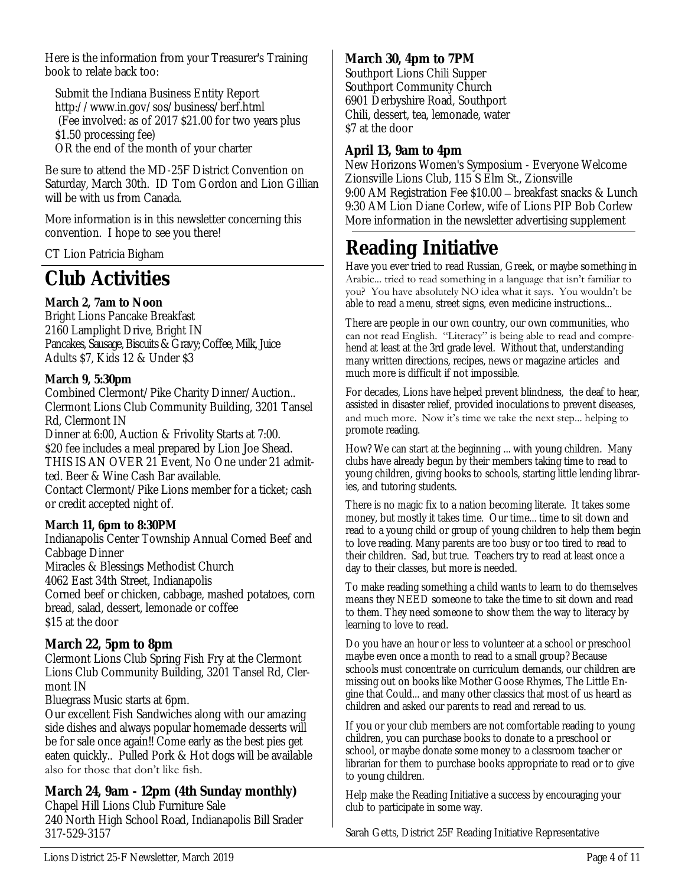Here is the information from your Treasurer's Training book to relate back too:

Submit the Indiana Business Entity Report http://www.in.gov/sos/business/berf.html (Fee involved: as of 2017 $21.00 for two years plus $1.50 processing fee)
OR the end of the month of your charter

Be sure to attend the MD-25F District Convention on Saturday, March 30th. ID Tom Gordon and Lion Gillian will be with us from Canada.

More information is in this newsletter concerning this convention. I hope to see you there!

CT Lion Patricia Bigham

# Club Activities

**March 2, 7am to Noon**
Bright Lions Pancake Breakfast
2160 Lamplight Drive, Bright IN
Pancakes, Sausage, Biscuits & Gravy; Coffee, Milk, Juice
Adults $7, Kids 12 & Under $3

**March 9, 5:30pm**
Combined Clermont/Pike Charity Dinner/Auction..
Clermont Lions Club Community Building, 3201 Tansel Rd, Clermont IN
Dinner at 6:00, Auction & Frivolity Starts at 7:00.
$20 fee includes a meal prepared by Lion Joe Shead.
THIS IS AN OVER 21 Event, No One under 21 admitted. Beer & Wine Cash Bar available.
Contact Clermont/Pike Lions member for a ticket; cash or credit accepted night of.

**March 11, 6pm to 8:30PM**
Indianapolis Center Township Annual Corned Beef and Cabbage Dinner
Miracles & Blessings Methodist Church
4062 East 34th Street, Indianapolis
Corned beef or chicken, cabbage, mashed potatoes, corn bread, salad, dessert, lemonade or coffee
$15 at the door

**March 22, 5pm to 8pm**
Clermont Lions Club Spring Fish Fry at the Clermont Lions Club Community Building, 3201 Tansel Rd, Clermont IN
Bluegrass Music starts at 6pm.
Our excellent Fish Sandwiches along with our amazing side dishes and always popular homemade desserts will be for sale once again!! Come early as the best pies get eaten quickly.. Pulled Pork & Hot dogs will be available also for those that don't like fish.

**March 24, 9am - 12pm (4th Sunday monthly)**
Chapel Hill Lions Club Furniture Sale
240 North High School Road, Indianapolis Bill Srader
317-529-3157

**March 30, 4pm to 7PM**
Southport Lions Chili Supper
Southport Community Church
6901 Derbyshire Road, Southport
Chili, dessert, tea, lemonade, water
$7 at the door

**April 13, 9am to 4pm**
New Horizons Women's Symposium - Everyone Welcome
Zionsville Lions Club, 115 S Elm St., Zionsville
9:00 AM Registration Fee $10.00 – breakfast snacks & Lunch
9:30 AM Lion Diane Corlew, wife of Lions PIP Bob Corlew
More information in the newsletter advertising supplement

# Reading Initiative

Have you ever tried to read Russian, Greek, or maybe something in Arabic... tried to read something in a language that isn't familiar to you? You have absolutely NO idea what it says. You wouldn't be able to read a menu, street signs, even medicine instructions...

There are people in our own country, our own communities, who can not read English. "Literacy" is being able to read and comprehend at least at the 3rd grade level. Without that, understanding many written directions, recipes, news or magazine articles and much more is difficult if not impossible.

For decades, Lions have helped prevent blindness, the deaf to hear, assisted in disaster relief, provided inoculations to prevent diseases, and much more. Now it's time we take the next step... helping to promote reading.

How? We can start at the beginning ... with young children. Many clubs have already begun by their members taking time to read to young children, giving books to schools, starting little lending libraries, and tutoring students.

There is no magic fix to a nation becoming literate. It takes some money, but mostly it takes time. Our time... time to sit down and read to a young child or group of young children to help them begin to love reading. Many parents are too busy or too tired to read to their children. Sad, but true. Teachers try to read at least once a day to their classes, but more is needed.

To make reading something a child wants to learn to do themselves means they NEED someone to take the time to sit down and read to them. They need someone to show them the way to literacy by learning to love to read.

Do you have an hour or less to volunteer at a school or preschool maybe even once a month to read to a small group? Because schools must concentrate on curriculum demands, our children are missing out on books like Mother Goose Rhymes, The Little Engine that Could... and many other classics that most of us heard as children and asked our parents to read and reread to us.

If you or your club members are not comfortable reading to young children, you can purchase books to donate to a preschool or school, or maybe donate some money to a classroom teacher or librarian for them to purchase books appropriate to read or to give to young children.

Help make the Reading Initiative a success by encouraging your club to participate in some way.

Sarah Getts, District 25F Reading Initiative Representative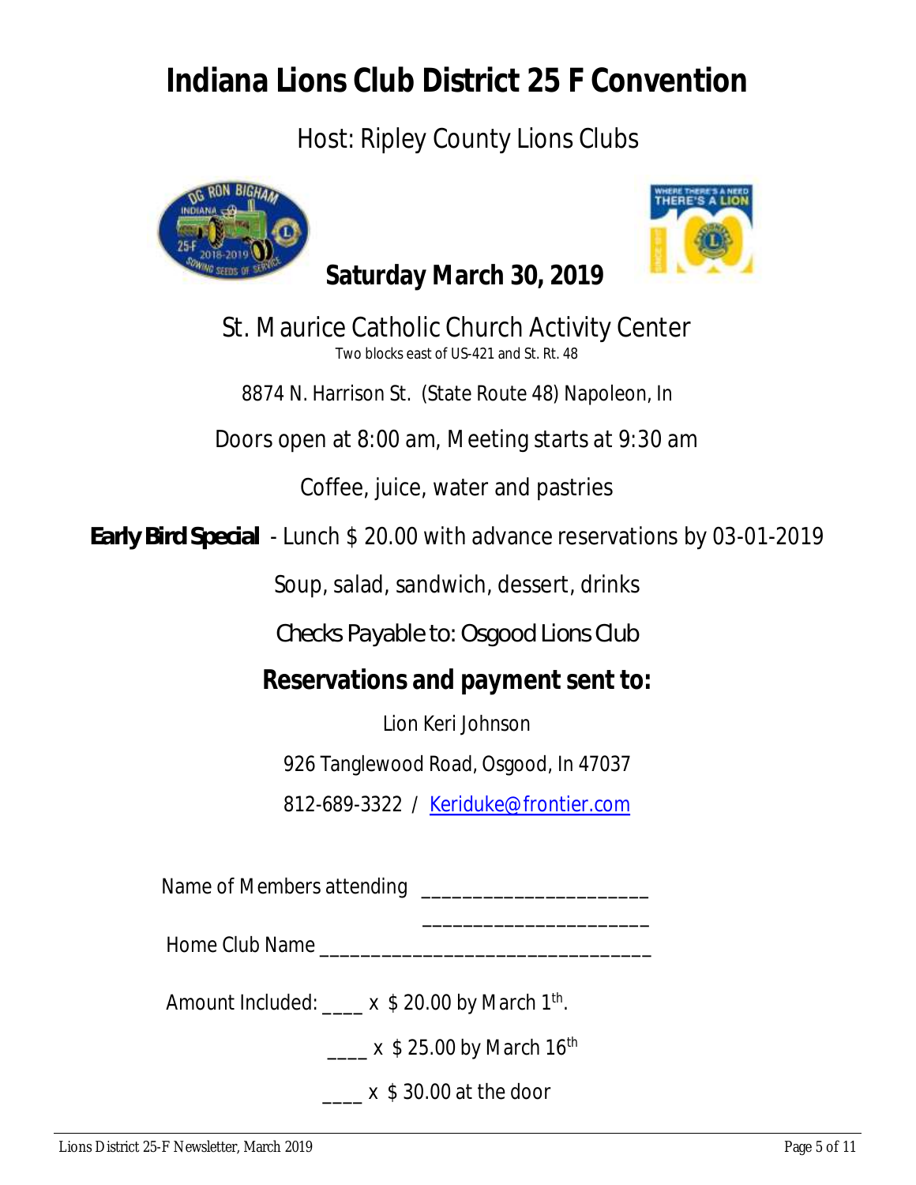# Indiana Lions Club District 25 F Convention

Host: Ripley County Lions Clubs

**Saturday March 30, 2019**

St. Maurice Catholic Church Activity Center

Two blocks east of US-421 and St. Rt. 48

8874 N. Harrison St. (State Route 48) Napoleon, In

Doors open at 8:00 am, Meeting starts at 9:30 am

Coffee, juice, water and pastries

**Early Bird Special** - Lunch $ 20.00 with advance reservations by 03-01-2019

Soup, salad, sandwich, dessert, drinks

Checks Payable to: Osgood Lions Club

**Reservations and payment sent to:**

Lion Keri Johnson

926 Tanglewood Road, Osgood, In 47037

812-689-3322 / Keriduke@frontier.com

Name of Members attending ______________________

______________________

Home Club Name ________________________________

Amount Included: ____ x $ 20.00 by March 1th.

____ x $ 25.00 by March 16th

____ x $ 30.00 at the door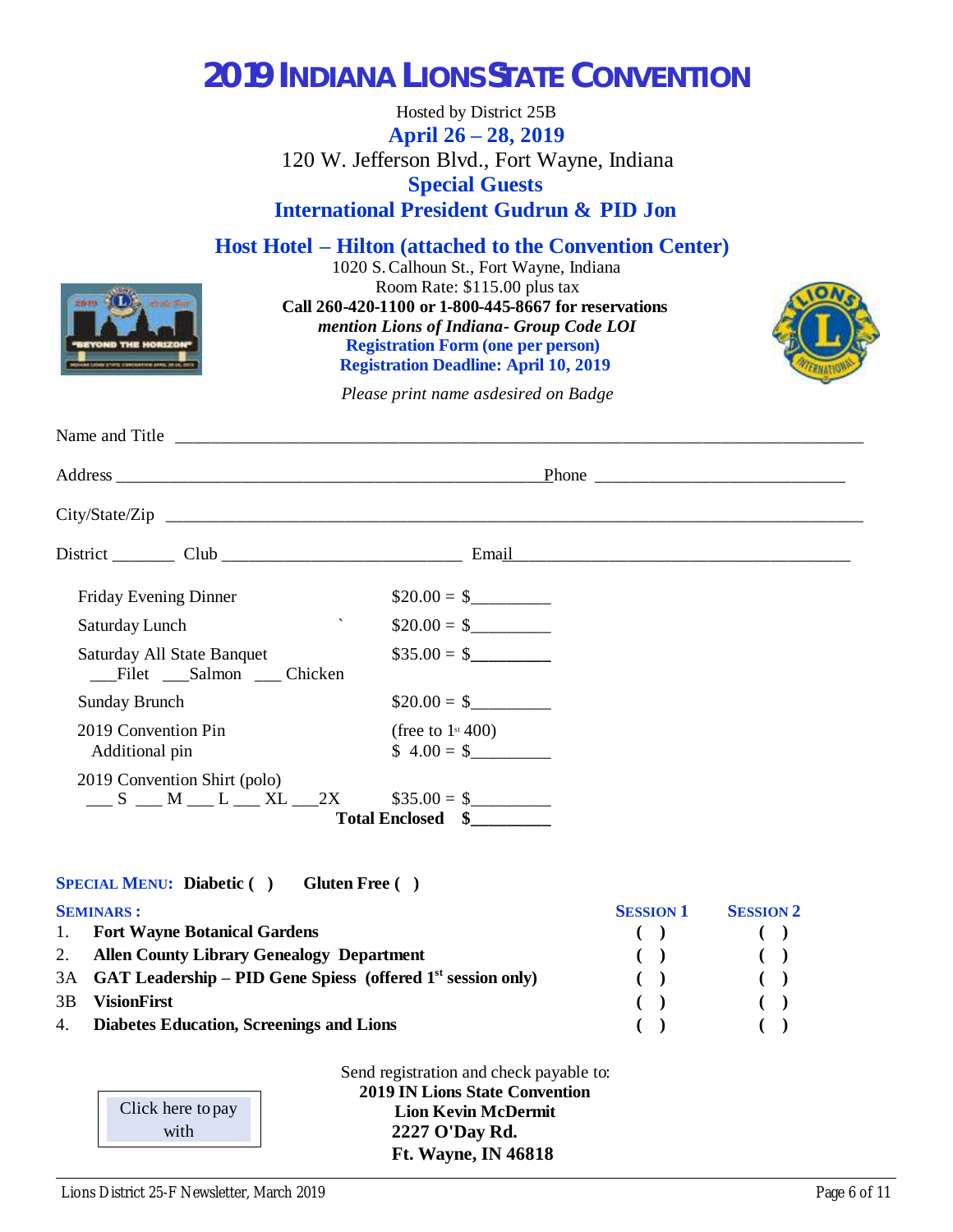# 2019 INDIANA LIONS STATE CONVENTION

Hosted by District 25B

**April 26 – 28, 2019**

120 W. Jefferson Blvd., Fort Wayne, Indiana

**Special Guests**

**International President Gudrun & PID Jon**

## Host Hotel – Hilton (attached to the Convention Center)

1020 S. Calhoun St., Fort Wayne, Indiana

Room Rate: $115.00 plus tax

**Call 260-420-1100 or 1-800-445-8667 for reservations**

***mention Lions of Indiana- Group Code LOI***

**Registration Form (one per person)**

**Registration Deadline: April 10, 2019**

*Please print name asdesired on Badge*

Name and Title ________________________________________________________________

Address ______________________________________________ Phone ___________________________

City/State/Zip ________________________________________________________________

District _______ Club ___________________________ Email_____________________________________

| | |
|---|---|
| Friday Evening Dinner | $20.00 = $_________ |
| Saturday Lunch | $20.00 = $_________ |
| Saturday All State Banquet<br>___Filet ___Salmon ___ Chicken | $35.00 = $_________ |
| Sunday Brunch | $20.00 = $_________ |
| 2019 Convention Pin<br>Additional pin | (free to 1st 400)<br>$ 4.00 = $_________ |
| 2019 Convention Shirt (polo)<br>___ S ___ M ___ L ___ XL ___2X | $35.00 = $_________ |
| | **Total Enclosed $_________** |

**SPECIAL MENU: Diabetic ( ) Gluten Free ( )**

| **SEMINARS :** | | **SESSION 1** | **SESSION 2** |
|---|---|---|---|
| 1. | **Fort Wayne Botanical Gardens** | ( ) | ( ) |
| 2. | **Allen County Library Genealogy Department** | ( ) | ( ) |
| 3A | **GAT Leadership – PID Gene Spiess (offered 1st session only)** | ( ) | ( ) |
| 3B | **VisionFirst** | ( ) | ( ) |
| 4. | **Diabetes Education, Screenings and Lions** | ( ) | ( ) |

Click here to pay with

Send registration and check payable to:

**2019 IN Lions State Convention**
**Lion Kevin McDermit**
**2227 O'Day Rd.**
**Ft. Wayne, IN 46818**

Lions District 25-F Newsletter, March 2019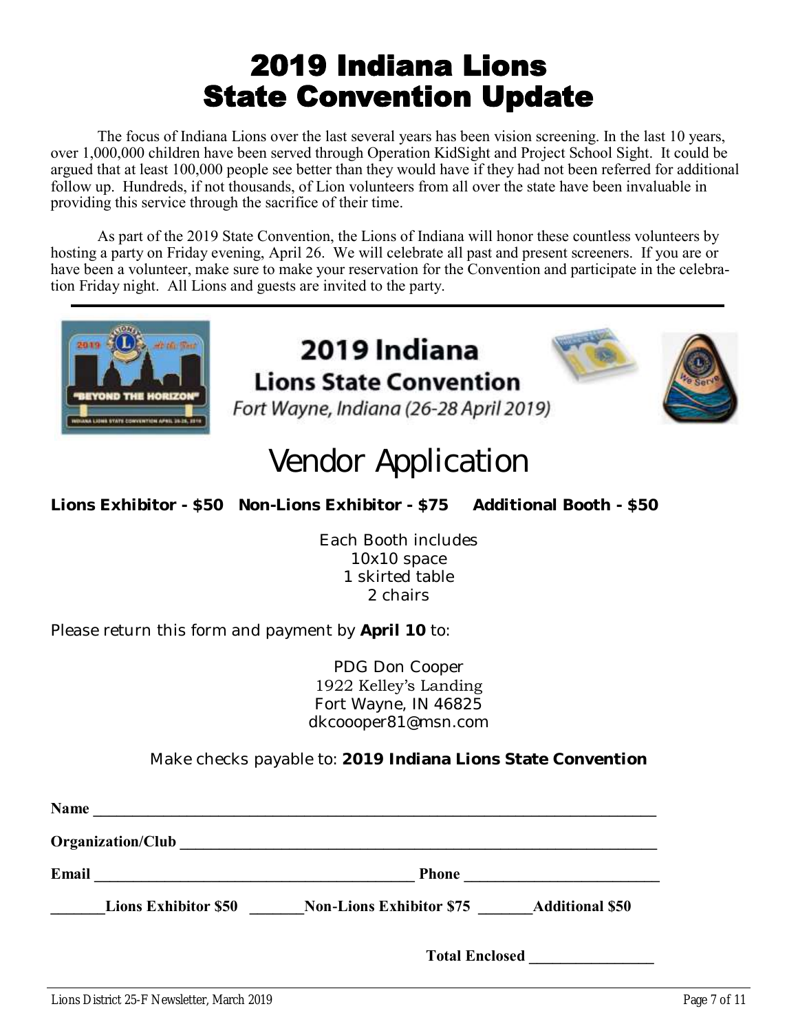# 2019 Indiana Lions State Convention Update

The focus of Indiana Lions over the last several years has been vision screening. In the last 10 years, over 1,000,000 children have been served through Operation KidSight and Project School Sight. It could be argued that at least 100,000 people see better than they would have if they had not been referred for additional follow up. Hundreds, if not thousands, of Lion volunteers from all over the state have been invaluable in providing this service through the sacrifice of their time.

As part of the 2019 State Convention, the Lions of Indiana will honor these countless volunteers by hosting a party on Friday evening, April 26. We will celebrate all past and present screeners. If you are or have been a volunteer, make sure to make your reservation for the Convention and participate in the celebration Friday night. All Lions and guests are invited to the party.

---

## 2019 Indiana Lions State Convention

*Fort Wayne, Indiana (26-28 April 2019)*

# Vendor Application

**Lions Exhibitor - $50   Non-Lions Exhibitor - $75   Additional Booth - $50**

Each Booth includes
10x10 space
1 skirted table
2 chairs

Please return this form and payment by **April 10** to:

PDG Don Cooper
1922 Kelley's Landing
Fort Wayne, IN 46825
dkcoooper81@msn.com

Make checks payable to: **2019 Indiana Lions State Convention**

**Name** ______________________________________________

**Organization/Club** ______________________________________________

**Email** ____________________________ **Phone** ____________________

_______**Lions Exhibitor $50** _______**Non-Lions Exhibitor $75** _______**Additional $50**

**Total Enclosed** ________________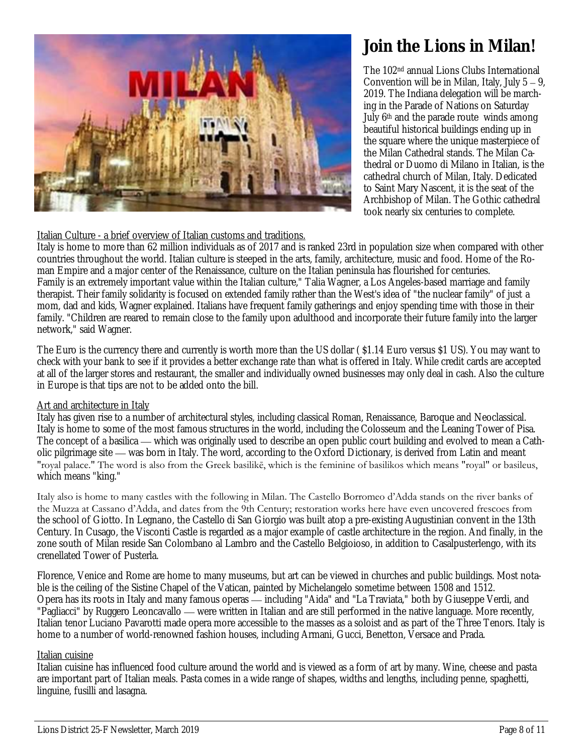# Join the Lions in Milan!

The 102nd annual Lions Clubs International Convention will be in Milan, Italy, July 5 – 9, 2019. The Indiana delegation will be marching in the Parade of Nations on Saturday July 6th and the parade route winds among beautiful historical buildings ending up in the square where the unique masterpiece of the Milan Cathedral stands. The Milan Cathedral or Duomo di Milano in Italian, is the cathedral church of Milan, Italy. Dedicated to Saint Mary Nascent, it is the seat of the Archbishop of Milan. The Gothic cathedral took nearly six centuries to complete.

Italian Culture - a brief overview of Italian customs and traditions.

Italy is home to more than 62 million individuals as of 2017 and is ranked 23rd in population size when compared with other countries throughout the world. Italian culture is steeped in the arts, family, architecture, music and food. Home of the Roman Empire and a major center of the Renaissance, culture on the Italian peninsula has flourished for centuries.
Family is an extremely important value within the Italian culture," Talia Wagner, a Los Angeles-based marriage and family therapist. Their family solidarity is focused on extended family rather than the West's idea of "the nuclear family" of just a mom, dad and kids, Wagner explained. Italians have frequent family gatherings and enjoy spending time with those in their family. "Children are reared to remain close to the family upon adulthood and incorporate their future family into the larger network," said Wagner.

The Euro is the currency there and currently is worth more than the US dollar ( $1.14 Euro versus $1 US). You may want to check with your bank to see if it provides a better exchange rate than what is offered in Italy. While credit cards are accepted at all of the larger stores and restaurant, the smaller and individually owned businesses may only deal in cash. Also the culture in Europe is that tips are not to be added onto the bill.

Art and architecture in Italy

Italy has given rise to a number of architectural styles, including classical Roman, Renaissance, Baroque and Neoclassical. Italy is home to some of the most famous structures in the world, including the Colosseum and the Leaning Tower of Pisa. The concept of a basilica — which was originally used to describe an open public court building and evolved to mean a Catholic pilgrimage site — was born in Italy. The word, according to the Oxford Dictionary, is derived from Latin and meant "royal palace." The word is also from the Greek basilikē, which is the feminine of basilikos which means "royal" or basileus, which means "king."

Italy also is home to many castles with the following in Milan. The Castello Borromeo d'Adda stands on the river banks of the Muzza at Cassano d'Adda, and dates from the 9th Century; restoration works here have even uncovered frescoes from the school of Giotto. In Legnano, the Castello di San Giorgio was built atop a pre-existing Augustinian convent in the 13th Century. In Cusago, the Visconti Castle is regarded as a major example of castle architecture in the region. And finally, in the zone south of Milan reside San Colombano al Lambro and the Castello Belgioioso, in addition to Casalpusterlengo, with its crenellated Tower of Pusterla.

Florence, Venice and Rome are home to many museums, but art can be viewed in churches and public buildings. Most notable is the ceiling of the Sistine Chapel of the Vatican, painted by Michelangelo sometime between 1508 and 1512.
Opera has its roots in Italy and many famous operas — including "Aida" and "La Traviata," both by Giuseppe Verdi, and "Pagliacci" by Ruggero Leoncavallo — were written in Italian and are still performed in the native language. More recently, Italian tenor Luciano Pavarotti made opera more accessible to the masses as a soloist and as part of the Three Tenors. Italy is home to a number of world-renowned fashion houses, including Armani, Gucci, Benetton, Versace and Prada.

Italian cuisine

Italian cuisine has influenced food culture around the world and is viewed as a form of art by many. Wine, cheese and pasta are important part of Italian meals. Pasta comes in a wide range of shapes, widths and lengths, including penne, spaghetti, linguine, fusilli and lasagna.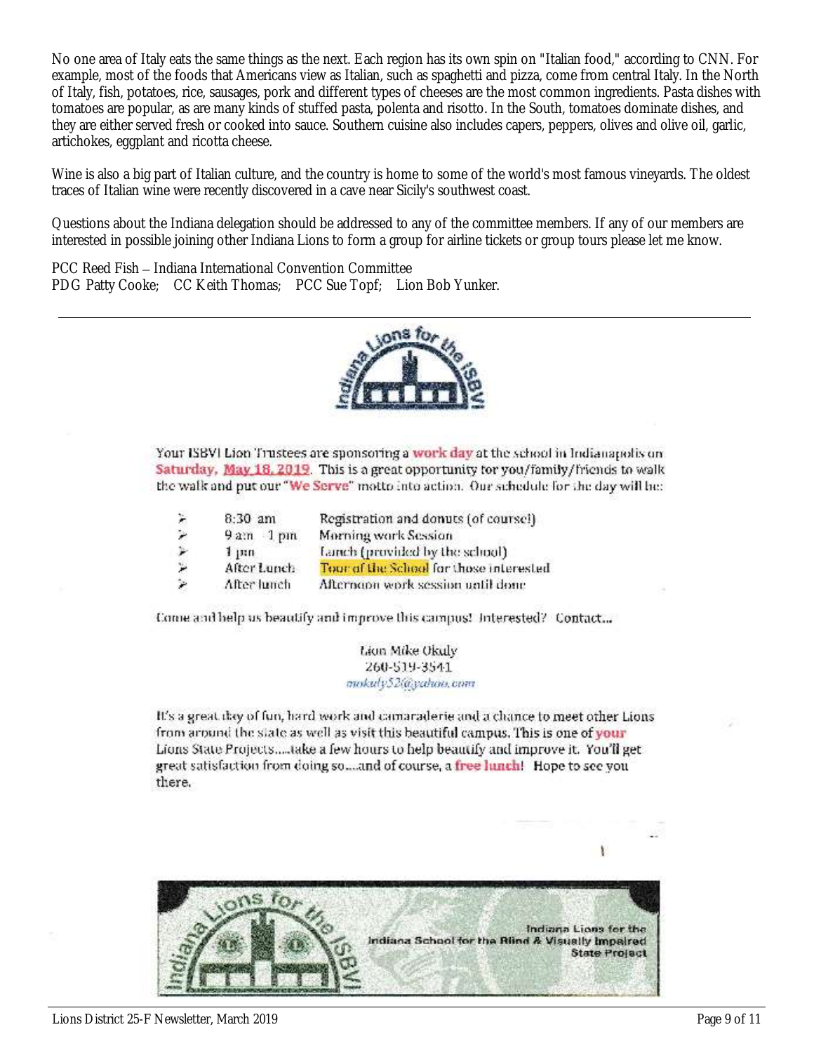No one area of Italy eats the same things as the next. Each region has its own spin on "Italian food," according to CNN. For example, most of the foods that Americans view as Italian, such as spaghetti and pizza, come from central Italy. In the North of Italy, fish, potatoes, rice, sausages, pork and different types of cheeses are the most common ingredients. Pasta dishes with tomatoes are popular, as are many kinds of stuffed pasta, polenta and risotto. In the South, tomatoes dominate dishes, and they are either served fresh or cooked into sauce. Southern cuisine also includes capers, peppers, olives and olive oil, garlic, artichokes, eggplant and ricotta cheese.

Wine is also a big part of Italian culture, and the country is home to some of the world's most famous vineyards. The oldest traces of Italian wine were recently discovered in a cave near Sicily's southwest coast.

Questions about the Indiana delegation should be addressed to any of the committee members. If any of our members are interested in possible joining other Indiana Lions to form a group for airline tickets or group tours please let me know.

PCC Reed Fish – Indiana International Convention Committee
PDG Patty Cooke; CC Keith Thomas; PCC Sue Topf; Lion Bob Yunker.

---

Indiana Lions for the ISBVI

Your ISBVI Lion Trustees are sponsoring a **work day** at the school in Indianapolis on **Saturday, May 18, 2019**. This is a great opportunity for you/family/friends to walk the walk and put our "**We Serve**" motto into action. Our schedule for the day will be:

- 8:30 am — Registration and donuts (of course!)
- 9 am - 1 pm — Morning work Session
- 1 pm — Lunch (provided by the school)
- After Lunch — **Tour of the School** for those interested
- After lunch — Afternoon work session until done

Come and help us beautify and improve this campus! Interested? Contact...

Lion Mike Okuly
260-519-3541
mokuly52@yahoo.com

It's a great day of fun, hard work and camaraderie and a chance to meet other Lions from around the state as well as visit this beautiful campus. This is one of **your** Lions State Projects.....take a few hours to help beautify and improve it. You'll get great satisfaction from doing so....and of course, a **free lunch**! Hope to see you there.

Indiana Lions for the ISBVI

Indiana Lions for the Indiana School for the Blind & Visually Impaired State Project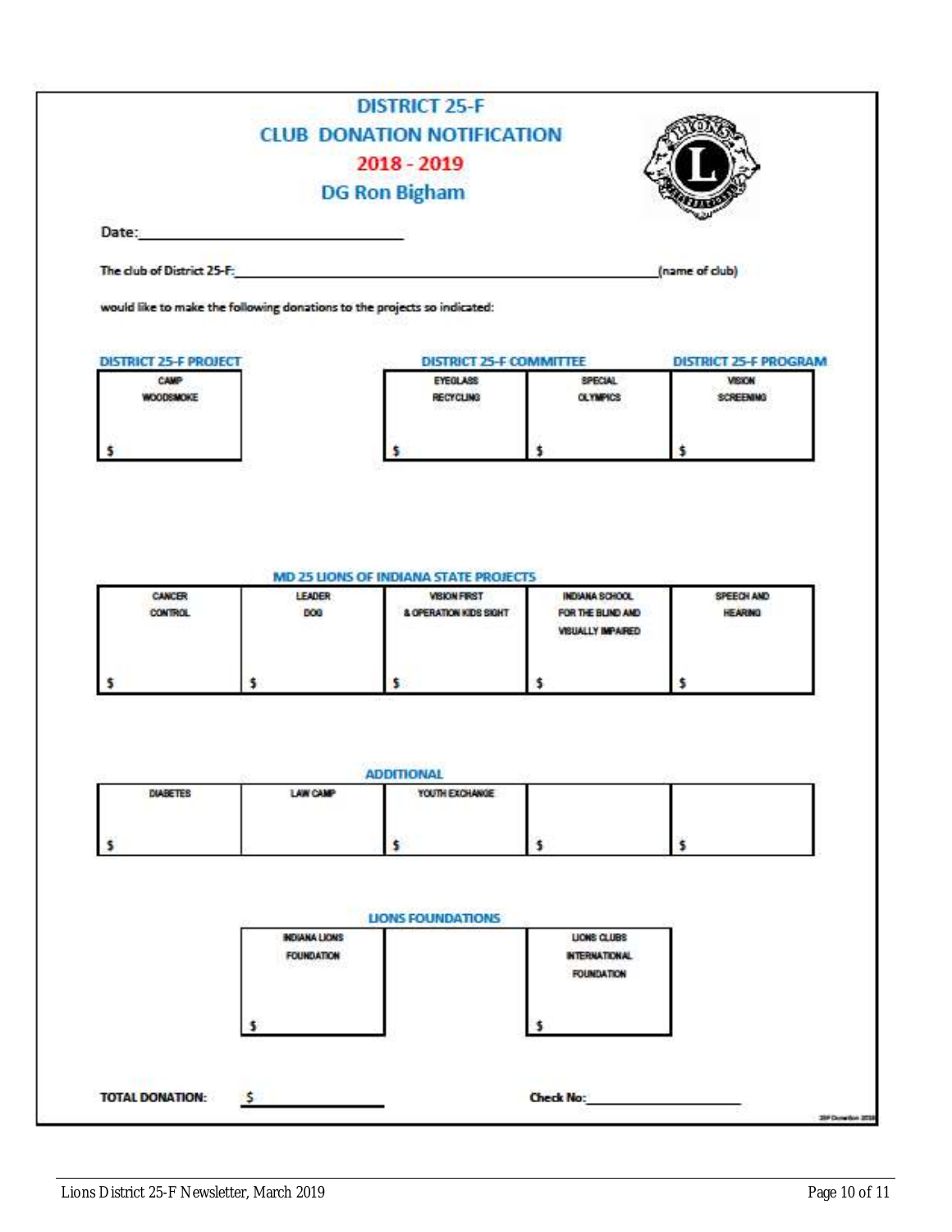# DISTRICT 25-F
## CLUB DONATION NOTIFICATION
## 2018 - 2019
## DG Ron Bigham

Date: ______________________________

The club of District 25-F: ________________________________________________ (name of club)

would like to make the following donations to the projects so indicated:

| DISTRICT 25-F PROJECT | DISTRICT 25-F COMMITTEE | | DISTRICT 25-F PROGRAM |
|---|---|---|---|
| CAMP WOODSMOKE | EYEGLASS RECYCLING | SPECIAL OLYMPICS | VISION SCREENING |
| $ | $ | $ | $ |

**MD 25 LIONS OF INDIANA STATE PROJECTS**

| CANCER CONTROL | LEADER DOG | VISION FIRST & OPERATION KIDS SIGHT | INDIANA SCHOOL FOR THE BLIND AND VISUALLY IMPAIRED | SPEECH AND HEARING |
|---|---|---|---|---|
| $ | $ | $ | $ | $ |

**ADDITIONAL**

| DIABETES | LAW CAMP | YOUTH EXCHANGE | | |
|---|---|---|---|---|
| $ | | $ | $ | $ |

**LIONS FOUNDATIONS**

| INDIANA LIONS FOUNDATION | LIONS CLUBS INTERNATIONAL FOUNDATION |
|---|---|
| $ | $ |

**TOTAL DONATION:** $ ______________ **Check No:** ______________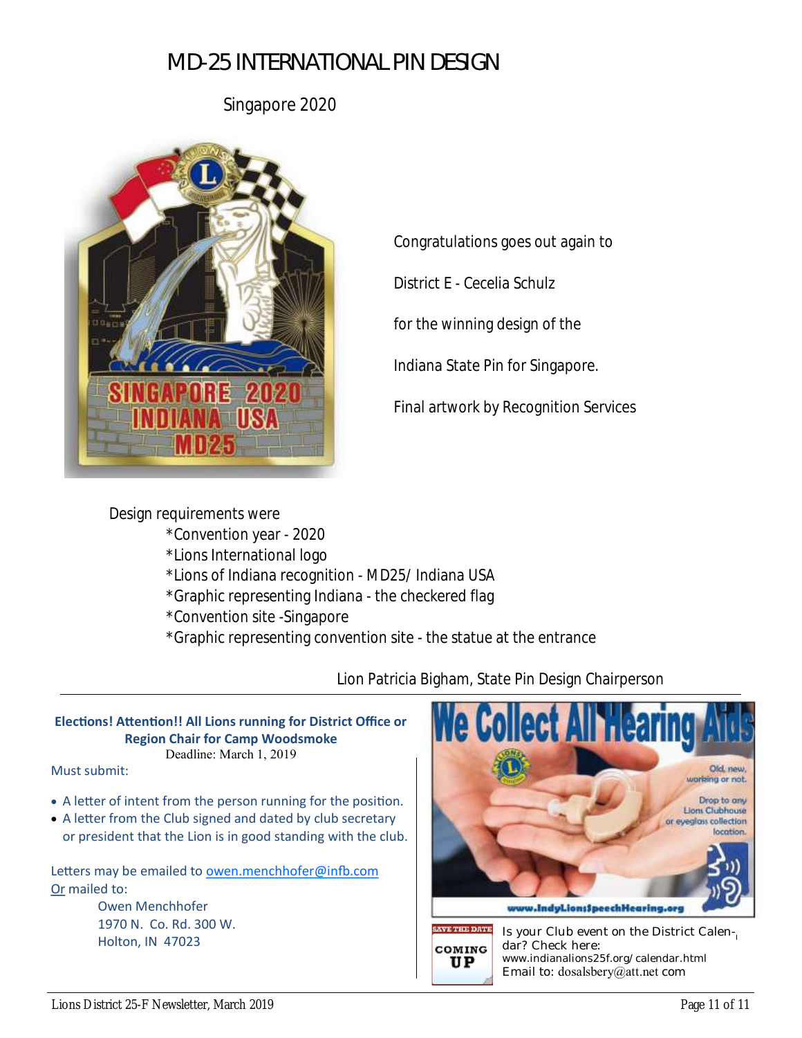# MD-25 INTERNATIONAL PIN DESIGN

Singapore 2020

Congratulations goes out again to

District E - Cecelia Schulz

for the winning design of the

Indiana State Pin for Singapore.

Final artwork by Recognition Services

Design requirements were

- *Convention year - 2020
- *Lions International logo
- *Lions of Indiana recognition - MD25/ Indiana USA
- *Graphic representing Indiana - the checkered flag
- *Convention site -Singapore
- *Graphic representing convention site - the statue at the entrance

Lion Patricia Bigham, State Pin Design Chairperson

---

**Elections! Attention!! All Lions running for District Office or Region Chair for Camp Woodsmoke**

Deadline: March 1, 2019

Must submit:

- A letter of intent from the person running for the position.
- A letter from the Club signed and dated by club secretary or president that the Lion is in good standing with the club.

Letters may be emailed to owen.menchhofer@infb.com
Or mailed to:

Owen Menchhofer
1970 N. Co. Rd. 300 W.
Holton, IN 47023

**We Collect All Hearing Aids**

Old, new, working or not.

Drop to any Lions Clubhouse or eyeglass collection location.

www.IndyLionsSpeechHearing.org

SAVE THE DATE
COMING UP

Is your Club event on the District Calendar? Check here:
www.indianalions25f.org/calendar.html
Email to: dosalsbery@att.net com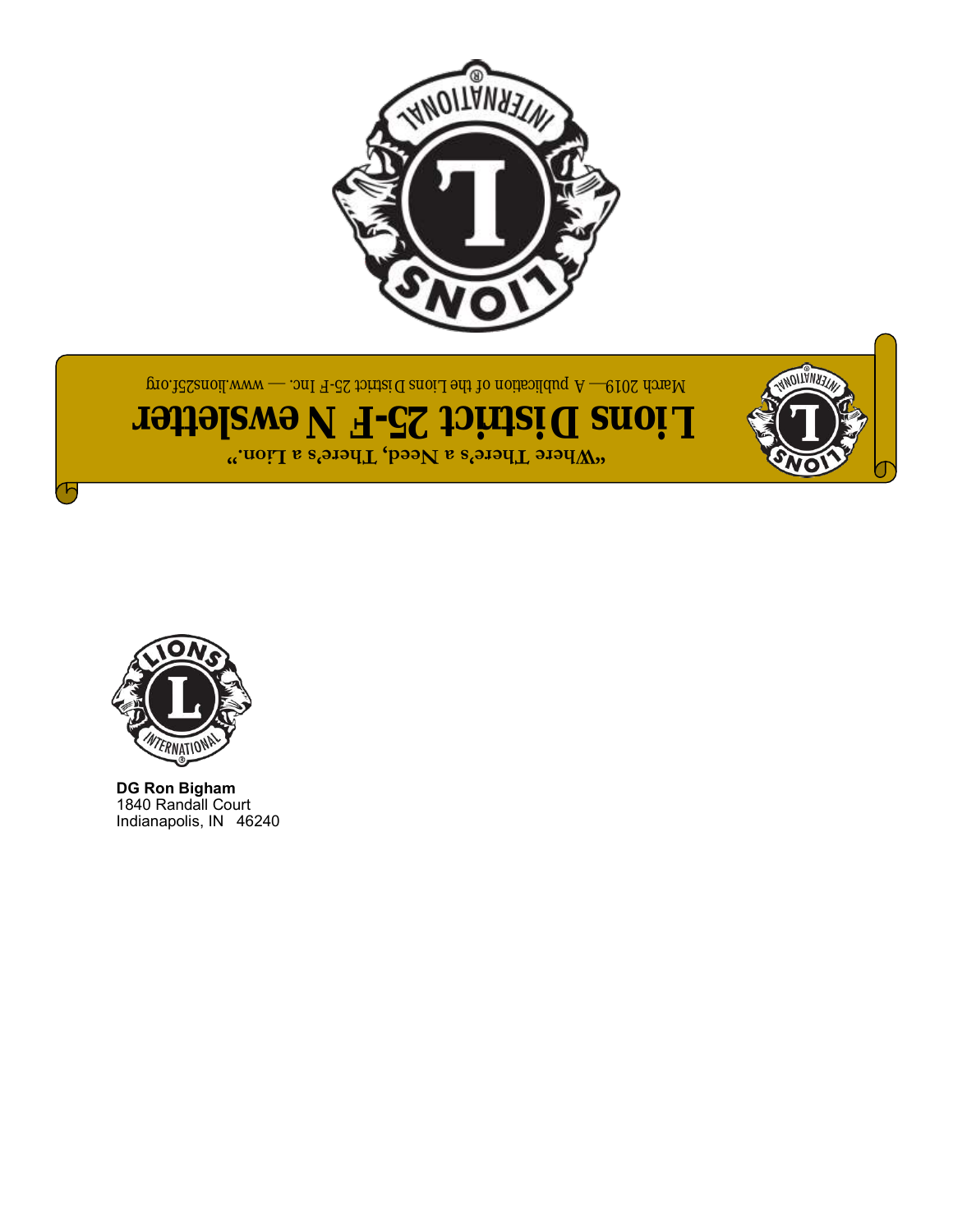"Where There's a Need, There's a Lion."

# Lions District 25-F Newsletter

March 2019— A publication of the Lions District 25-F Inc. — www.lions25f.org

**DG Ron Bigham**
1840 Randall Court
Indianapolis, IN   46240